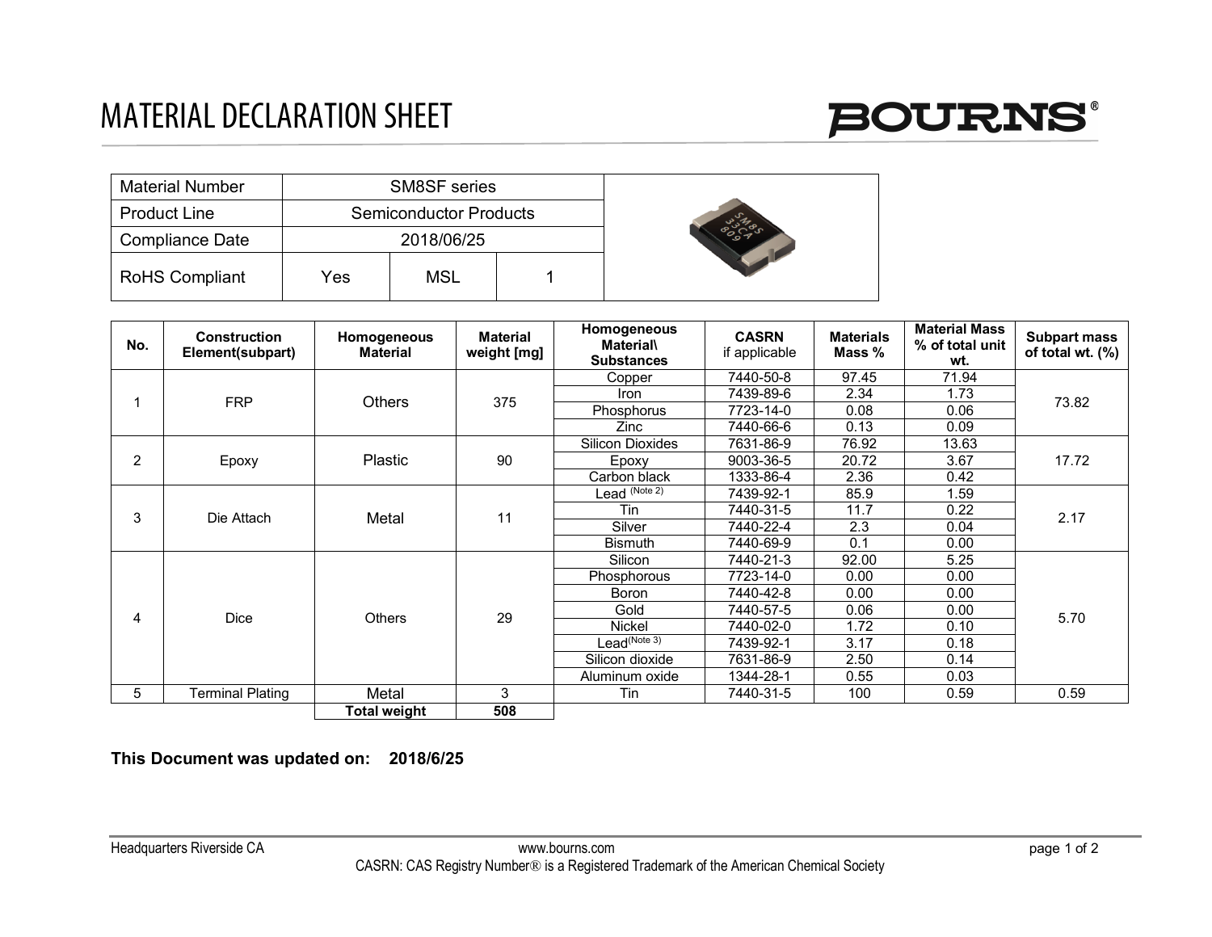# MATERIAL DECLARATION SHEET

| Material Number | SM8SF series | | |
|---|---|---|---|
| Product Line | Semiconductor Products | | |
| Compliance Date | 2018/06/25 | | |
| RoHS Compliant | Yes | MSL | 1 |

| No. | Construction Element(subpart) | Homogeneous Material | Material weight [mg] | Homogeneous Material\ Substances | CASRN if applicable | Materials Mass % | Material Mass % of total unit wt. | Subpart mass of total wt. (%) |
|---|---|---|---|---|---|---|---|---|
| 1 | FRP | Others | 375 | Copper | 7440-50-8 | 97.45 | 71.94 | 73.82 |
| | | | | Iron | 7439-89-6 | 2.34 | 1.73 | |
| | | | | Phosphorus | 7723-14-0 | 0.08 | 0.06 | |
| | | | | Zinc | 7440-66-6 | 0.13 | 0.09 | |
| 2 | Epoxy | Plastic | 90 | Silicon Dioxides | 7631-86-9 | 76.92 | 13.63 | 17.72 |
| | | | | Epoxy | 9003-36-5 | 20.72 | 3.67 | |
| | | | | Carbon black | 1333-86-4 | 2.36 | 0.42 | |
| 3 | Die Attach | Metal | 11 | Lead (Note 2) | 7439-92-1 | 85.9 | 1.59 | 2.17 |
| | | | | Tin | 7440-31-5 | 11.7 | 0.22 | |
| | | | | Silver | 7440-22-4 | 2.3 | 0.04 | |
| | | | | Bismuth | 7440-69-9 | 0.1 | 0.00 | |
| 4 | Dice | Others | 29 | Silicon | 7440-21-3 | 92.00 | 5.25 | 5.70 |
| | | | | Phosphorous | 7723-14-0 | 0.00 | 0.00 | |
| | | | | Boron | 7440-42-8 | 0.00 | 0.00 | |
| | | | | Gold | 7440-57-5 | 0.06 | 0.00 | |
| | | | | Nickel | 7440-02-0 | 1.72 | 0.10 | |
| | | | | Lead (Note 3) | 7439-92-1 | 3.17 | 0.18 | |
| | | | | Silicon dioxide | 7631-86-9 | 2.50 | 0.14 | |
| | | | | Aluminum oxide | 1344-28-1 | 0.55 | 0.03 | |
| 5 | Terminal Plating | Metal | 3 | Tin | 7440-31-5 | 100 | 0.59 | 0.59 |
| | | **Total weight** | **508** | | | | | |

**This Document was updated on: 2018/6/25**

Headquarters Riverside CA　www.bourns.com

CASRN: CAS Registry Number® is a Registered Trademark of the American Chemical Society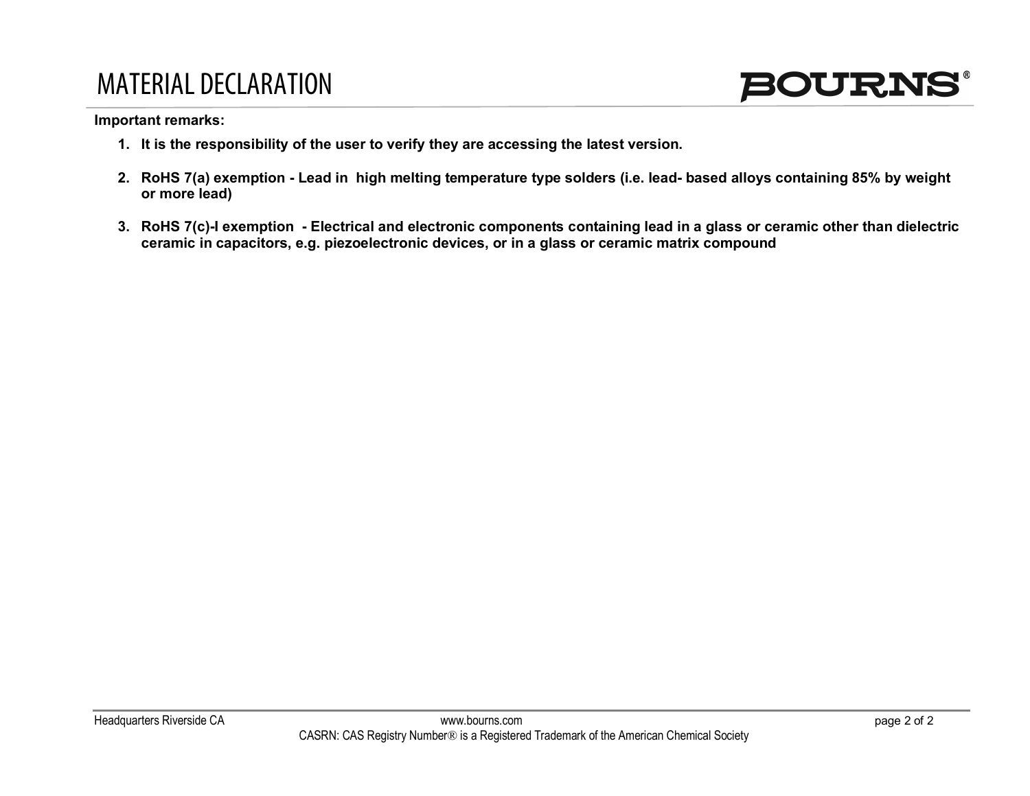**Important remarks:**

1. **It is the responsibility of the user to verify they are accessing the latest version.**

2. **RoHS 7(a) exemption - Lead in high melting temperature type solders (i.e. lead- based alloys containing 85% by weight or more lead)**

3. **RoHS 7(c)-I exemption - Electrical and electronic components containing lead in a glass or ceramic other than dielectric ceramic in capacitors, e.g. piezoelectronic devices, or in a glass or ceramic matrix compound**

CASRN: CAS Registry Number® is a Registered Trademark of the American Chemical Society